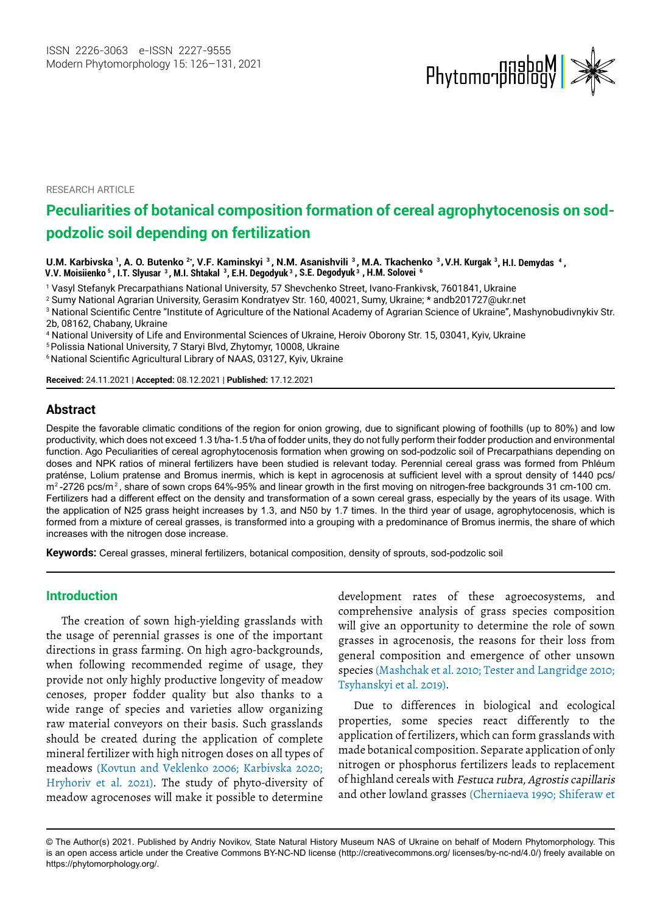ISSN 2226-3063 e-ISSN 2227-9555
Modern Phytomorphology 15: 126–131, 2021

RESEARCH ARTICLE

# Peculiarities of botanical composition formation of cereal agrophytocenosis on sod-podzolic soil depending on fertilization

**U.M. Karbivska [1], A. O. Butenko [2*], V.F. Kaminskyi [3], N.M. Asanishvili [3], M.A. Tkachenko [3], V.H. Kurgak [3], H.I. Demydas [4], V.V. Moisiienko [5], I.T. Slyusar [3], M.I. Shtakal [3], E.H. Degodyuk [3], S.E. Degodyuk [3], H.M. Solovei [6]**

[1] Vasyl Stefanyk Precarpathians National University, 57 Shevchenko Street, Ivano-Frankivsk, 7601841, Ukraine

[2] Sumy National Agrarian University, Gerasim Kondratyev Str. 160, 40021, Sumy, Ukraine; * andb201727@ukr.net

[3] National Scientific Centre "Institute of Agriculture of the National Academy of Agrarian Science of Ukraine", Mashynobudivnykiv Str. 2b, 08162, Chabany, Ukraine

[4] National University of Life and Environmental Sciences of Ukraine, Heroiv Oborony Str. 15, 03041, Kyiv, Ukraine

[5] Polissia National University, 7 Staryi Blvd, Zhytomyr, 10008, Ukraine

[6] National Scientific Agricultural Library of NAAS, 03127, Kyiv, Ukraine

**Received:** 24.11.2021 | **Accepted:** 08.12.2021 | **Published:** 17.12.2021

## Abstract

Despite the favorable climatic conditions of the region for onion growing, due to significant plowing of foothills (up to 80%) and low productivity, which does not exceed 1.3 t/ha-1.5 t/ha of fodder units, they do not fully perform their fodder production and environmental function. Ago Peculiarities of cereal agrophytocenosis formation when growing on sod-podzolic soil of Precarpathians depending on doses and NPK ratios of mineral fertilizers have been studied is relevant today. Perennial cereal grass was formed from Phléum praténse, Lolium pratense and Bromus inermis, which is kept in agrocenosis at sufficient level with a sprout density of 1440 pcs/m$^2$-2726 pcs/m$^2$, share of sown crops 64%-95% and linear growth in the first moving on nitrogen-free backgrounds 31 cm-100 cm. Fertilizers had a different effect on the density and transformation of a sown cereal grass, especially by the years of its usage. With the application of N25 grass height increases by 1.3, and N50 by 1.7 times. In the third year of usage, agrophytocenosis, which is formed from a mixture of cereal grasses, is transformed into a grouping with a predominance of Bromus inermis, the share of which increases with the nitrogen dose increase.

**Keywords:** Cereal grasses, mineral fertilizers, botanical composition, density of sprouts, sod-podzolic soil

## Introduction

The creation of sown high-yielding grasslands with the usage of perennial grasses is one of the important directions in grass farming. On high agro-backgrounds, when following recommended regime of usage, they provide not only highly productive longevity of meadow cenoses, proper fodder quality but also thanks to a wide range of species and varieties allow organizing raw material conveyors on their basis. Such grasslands should be created during the application of complete mineral fertilizer with high nitrogen doses on all types of meadows (Kovtun and Veklenko 2006; Karbivska 2020; Hryhoriv et al. 2021). The study of phyto-diversity of meadow agrocenoses will make it possible to determine development rates of these agroecosystems, and comprehensive analysis of grass species composition will give an opportunity to determine the role of sown grasses in agrocenosis, the reasons for their loss from general composition and emergence of other unsown species (Mashchak et al. 2010; Tester and Langridge 2010; Tsyhanskyi et al. 2019).

Due to differences in biological and ecological properties, some species react differently to the application of fertilizers, which can form grasslands with made botanical composition. Separate application of only nitrogen or phosphorus fertilizers leads to replacement of highland cereals with *Festuca rubra, Agrostis capillaris* and other lowland grasses (Cherniaeva 1990; Shiferaw et

© The Author(s) 2021. Published by Andriy Novikov, State Natural History Museum NAS of Ukraine on behalf of Modern Phytomorphology. This is an open access article under the Creative Commons BY-NC-ND license (http://creativecommons.org/ licenses/by-nc-nd/4.0/) freely available on https://phytomorphology.org/.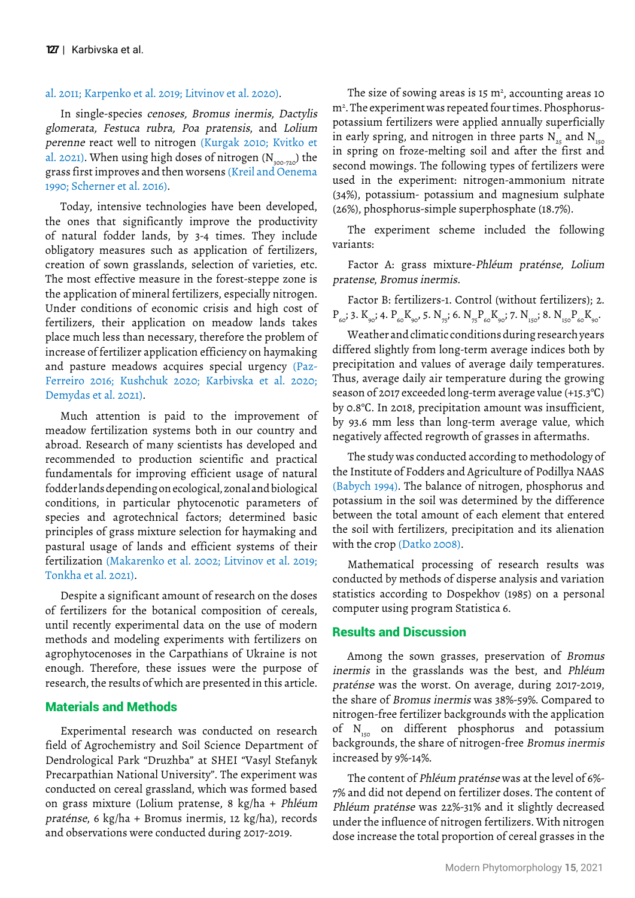al. 2011; Karpenko et al. 2019; Litvinov et al. 2020).

In single-species *cenoses, Bromus inermis, Dactylis glomerata, Festuca rubra, Poa pratensis*, and *Lolium perenne* react well to nitrogen (Kurgak 2010; Kvitko et al. 2021). When using high doses of nitrogen ($N_{300-720}$) the grass first improves and then worsens (Kreil and Oenema 1990; Scherner et al. 2016).

Today, intensive technologies have been developed, the ones that significantly improve the productivity of natural fodder lands, by 3-4 times. They include obligatory measures such as application of fertilizers, creation of sown grasslands, selection of varieties, etc. The most effective measure in the forest-steppe zone is the application of mineral fertilizers, especially nitrogen. Under conditions of economic crisis and high cost of fertilizers, their application on meadow lands takes place much less than necessary, therefore the problem of increase of fertilizer application efficiency on haymaking and pasture meadows acquires special urgency (Paz-Ferreiro 2016; Kushchuk 2020; Karbivska et al. 2020; Demydas et al. 2021).

Much attention is paid to the improvement of meadow fertilization systems both in our country and abroad. Research of many scientists has developed and recommended to production scientific and practical fundamentals for improving efficient usage of natural fodder lands depending on ecological, zonal and biological conditions, in particular phytocenotic parameters of species and agrotechnical factors; determined basic principles of grass mixture selection for haymaking and pastural usage of lands and efficient systems of their fertilization (Makarenko et al. 2002; Litvinov et al. 2019; Tonkha et al. 2021).

Despite a significant amount of research on the doses of fertilizers for the botanical composition of cereals, until recently experimental data on the use of modern methods and modeling experiments with fertilizers on agrophytocenoses in the Carpathians of Ukraine is not enough. Therefore, these issues were the purpose of research, the results of which are presented in this article.

## Materials and Methods

Experimental research was conducted on research field of Agrochemistry and Soil Science Department of Dendrological Park "Druzhba" at SHEI "Vasyl Stefanyk Precarpathian National University". The experiment was conducted on cereal grassland, which was formed based on grass mixture (Lolium pratense, 8 kg/ha + *Phléum praténse*, 6 kg/ha + Bromus inermis, 12 kg/ha), records and observations were conducted during 2017-2019.

The size of sowing areas is 15 $m^2$, accounting areas 10 $m^2$. The experiment was repeated four times. Phosphorus-potassium fertilizers were applied annually superficially in early spring, and nitrogen in three parts $N_{25}$ and $N_{150}$ in spring on froze-melting soil and after the first and second mowings. The following types of fertilizers were used in the experiment: nitrogen-ammonium nitrate (34%), potassium- potassium and magnesium sulphate (26%), phosphorus-simple superphosphate (18.7%).

The experiment scheme included the following variants:

Factor A: grass mixture-*Phléum praténse, Lolium pratense, Bromus inermis.*

Factor B: fertilizers-1. Control (without fertilizers); 2. $P_{60}$; 3. $K_{90}$; 4. $P_{60}K_{90}$; 5. $N_{75}$; 6. $N_{75}P_{60}K_{90}$; 7. $N_{150}$; 8. $N_{150}P_{60}K_{90}$.

Weather and climatic conditions during research years differed slightly from long-term average indices both by precipitation and values of average daily temperatures. Thus, average daily air temperature during the growing season of 2017 exceeded long-term average value (+15.3°C) by 0.8°C. In 2018, precipitation amount was insufficient, by 93.6 mm less than long-term average value, which negatively affected regrowth of grasses in aftermaths.

The study was conducted according to methodology of the Institute of Fodders and Agriculture of Podillya NAAS (Babych 1994). The balance of nitrogen, phosphorus and potassium in the soil was determined by the difference between the total amount of each element that entered the soil with fertilizers, precipitation and its alienation with the crop (Datko 2008).

Mathematical processing of research results was conducted by methods of disperse analysis and variation statistics according to Dospekhov (1985) on a personal computer using program Statistica 6.

## Results and Discussion

Among the sown grasses, preservation of *Bromus inermis* in the grasslands was the best, and *Phléum praténse* was the worst. On average, during 2017-2019, the share of *Bromus inermis* was 38%-59%. Compared to nitrogen-free fertilizer backgrounds with the application of $N_{150}$ on different phosphorus and potassium backgrounds, the share of nitrogen-free *Bromus inermis* increased by 9%-14%.

The content of *Phléum praténse* was at the level of 6%-7% and did not depend on fertilizer doses. The content of *Phléum praténse* was 22%-31% and it slightly decreased under the influence of nitrogen fertilizers. With nitrogen dose increase the total proportion of cereal grasses in the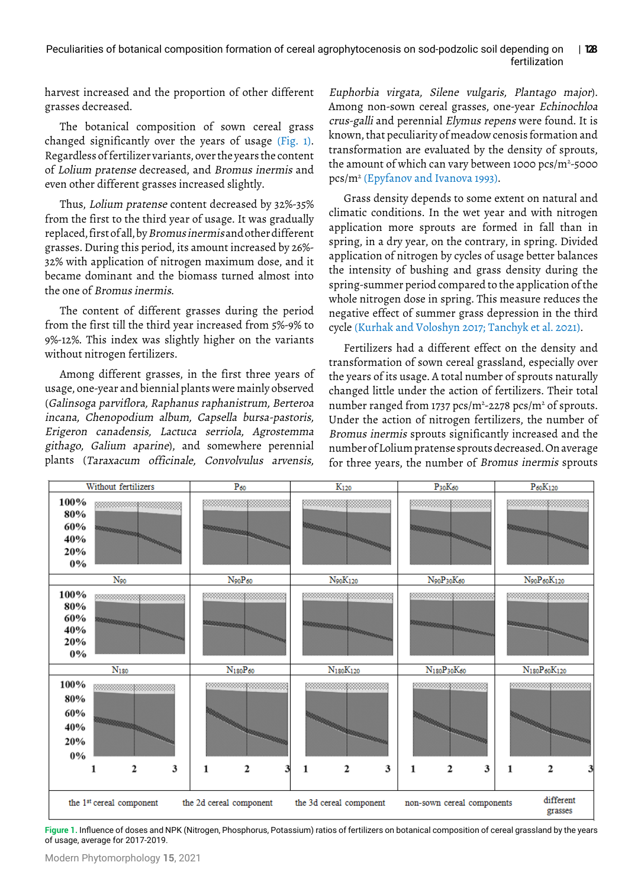harvest increased and the proportion of other different grasses decreased.

The botanical composition of sown cereal grass changed significantly over the years of usage (Fig. 1). Regardless of fertilizer variants, over the years the content of *Lolium pratense* decreased, and *Bromus inermis* and even other different grasses increased slightly.

Thus, *Lolium pratense* content decreased by 32%-35% from the first to the third year of usage. It was gradually replaced, first of all, by *Bromus inermis* and other different grasses. During this period, its amount increased by 26%-32% with application of nitrogen maximum dose, and it became dominant and the biomass turned almost into the one of *Bromus inermis*.

The content of different grasses during the period from the first till the third year increased from 5%-9% to 9%-12%. This index was slightly higher on the variants without nitrogen fertilizers.

Among different grasses, in the first three years of usage, one-year and biennial plants were mainly observed (*Galinsoga parviflora, Raphanus raphanistrum, Berteroa incana, Chenopodium album, Capsella bursa-pastoris, Erigeron canadensis, Lactuca serriola, Agrostemma githago, Galium aparine*), and somewhere perennial plants (*Taraxacum officinale, Convolvulus arvensis, Euphorbia virgata, Silene vulgaris, Plantago major*). Among non-sown cereal grasses, one-year *Echinochloa crus-galli* and perennial *Elymus repens* were found. It is known, that peculiarity of meadow cenosis formation and transformation are evaluated by the density of sprouts, the amount of which can vary between 1000 pcs/m²-5000 pcs/m² (Epyfanov and Ivanova 1993).

Grass density depends to some extent on natural and climatic conditions. In the wet year and with nitrogen application more sprouts are formed in fall than in spring, in a dry year, on the contrary, in spring. Divided application of nitrogen by cycles of usage better balances the intensity of bushing and grass density during the spring-summer period compared to the application of the whole nitrogen dose in spring. This measure reduces the negative effect of summer grass depression in the third cycle (Kurhak and Voloshyn 2017; Tanchyk et al. 2021).

Fertilizers had a different effect on the density and transformation of sown cereal grassland, especially over the years of its usage. A total number of sprouts naturally changed little under the action of fertilizers. Their total number ranged from 1737 pcs/m²-2278 pcs/m² of sprouts. Under the action of nitrogen fertilizers, the number of *Bromus inermis* sprouts significantly increased and the number of Lolium pratense sprouts decreased. On average for three years, the number of *Bromus inermis* sprouts

Without fertilizers | $P_{60}$ | $K_{120}$ | $P_{30}K_{60}$ | $P_{60}K_{120}$

$N_{90}$ | $N_{90}P_{60}$ | $N_{90}K_{120}$ | $N_{90}P_{30}K_{60}$ | $N_{90}P_{60}K_{120}$

$N_{180}$ | $N_{180}P_{60}$ | $N_{180}K_{120}$ | $N_{180}P_{30}K_{60}$ | $N_{180}P_{60}K_{120}$

100%, 80%, 60%, 40%, 20%, 0%

1 2 3

the 1st cereal component; the 2d cereal component; the 3d cereal component; non-sown cereal components; different grasses

Figure 1. Influence of doses and NPK (Nitrogen, Phosphorus, Potassium) ratios of fertilizers on botanical composition of cereal grassland by the years of usage, average for 2017-2019.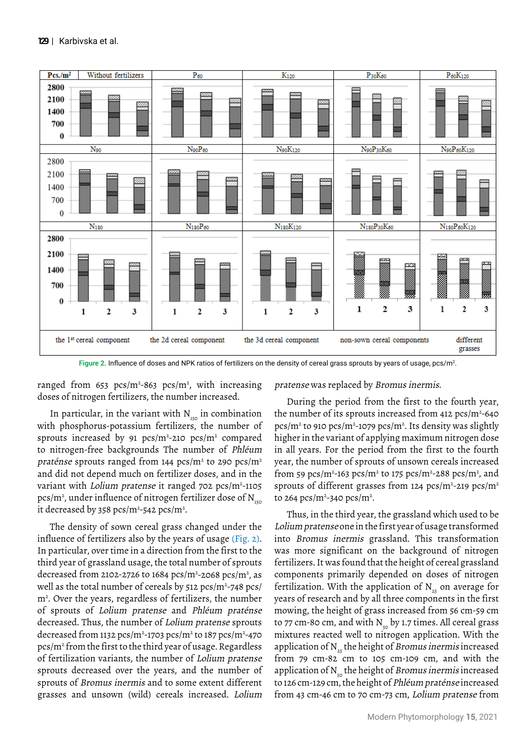Pcs./m²

Without fertilizers | P60 | K120 | P30K60 | P60K120

2800
2100
1400
700
0

N90 | N90P60 | N90K120 | N90P30K60 | N90P60K120

2800
2100
1400
700
0

N180 | N180P60 | N180K120 | N180P30K60 | N180P60K120

2800
2100
1400
700
0

1 2 3

the 1st cereal component | the 2d cereal component | the 3d cereal component | non-sown cereal components | different grasses

**Figure 2.** Influence of doses and NPK ratios of fertilizers on the density of cereal grass sprouts by years of usage, pcs/m².

ranged from 653 pcs/m²-863 pcs/m², with increasing doses of nitrogen fertilizers, the number increased.

In particular, in the variant with $N_{150}$ in combination with phosphorus-potassium fertilizers, the number of sprouts increased by 91 pcs/m²-210 pcs/m² compared to nitrogen-free backgrounds The number of *Phléum praténse* sprouts ranged from 144 pcs/m² to 290 pcs/m² and did not depend much on fertilizer doses, and in the variant with *Lolium pratense* it ranged 702 pcs/m²-1105 pcs/m², under influence of nitrogen fertilizer dose of $N_{150}$ it decreased by 358 pcs/m²-542 pcs/m².

The density of sown cereal grass changed under the influence of fertilizers also by the years of usage (Fig. 2). In particular, over time in a direction from the first to the third year of grassland usage, the total number of sprouts decreased from 2102-2726 to 1684 pcs/m²-2068 pcs/m², as well as the total number of cereals by 512 pcs/m²-748 pcs/m². Over the years, regardless of fertilizers, the number of sprouts of *Lolium pratense* and *Phléum praténse* decreased. Thus, the number of *Lolium pratense* sprouts decreased from 1132 pcs/m²-1703 pcs/m² to 187 pcs/m²-470 pcs/m² from the first to the third year of usage. Regardless of fertilization variants, the number of *Lolium pratense* sprouts decreased over the years, and the number of sprouts of *Bromus inermis* and to some extent different grasses and unsown (wild) cereals increased. *Lolium pratense* was replaced by *Bromus inermis*.

During the period from the first to the fourth year, the number of its sprouts increased from 412 pcs/m²-640 pcs/m² to 910 pcs/m²-1079 pcs/m². Its density was slightly higher in the variant of applying maximum nitrogen dose in all years. For the period from the first to the fourth year, the number of sprouts of unsown cereals increased from 59 pcs/m²-163 pcs/m² to 175 pcs/m²-288 pcs/m², and sprouts of different grasses from 124 pcs/m²-219 pcs/m² to 264 pcs/m²-340 pcs/m².

Thus, in the third year, the grassland which used to be *Lolium pratense* one in the first year of usage transformed into *Bromus inermis* grassland. This transformation was more significant on the background of nitrogen fertilizers. It was found that the height of cereal grassland components primarily depended on doses of nitrogen fertilization. With the application of $N_{25}$ on average for years of research and by all three components in the first mowing, the height of grass increased from 56 cm-59 cm to 77 cm-80 cm, and with $N_{50}$ by 1.7 times. All cereal grass mixtures reacted well to nitrogen application. With the application of $N_{25}$ the height of *Bromus inermis* increased from 79 cm-82 cm to 105 cm-109 cm, and with the application of $N_{50}$ the height of *Bromus inermis* increased to 126 cm-129 cm, the height of *Phléum praténse* increased from 43 cm-46 cm to 70 cm-73 cm, *Lolium pratense* from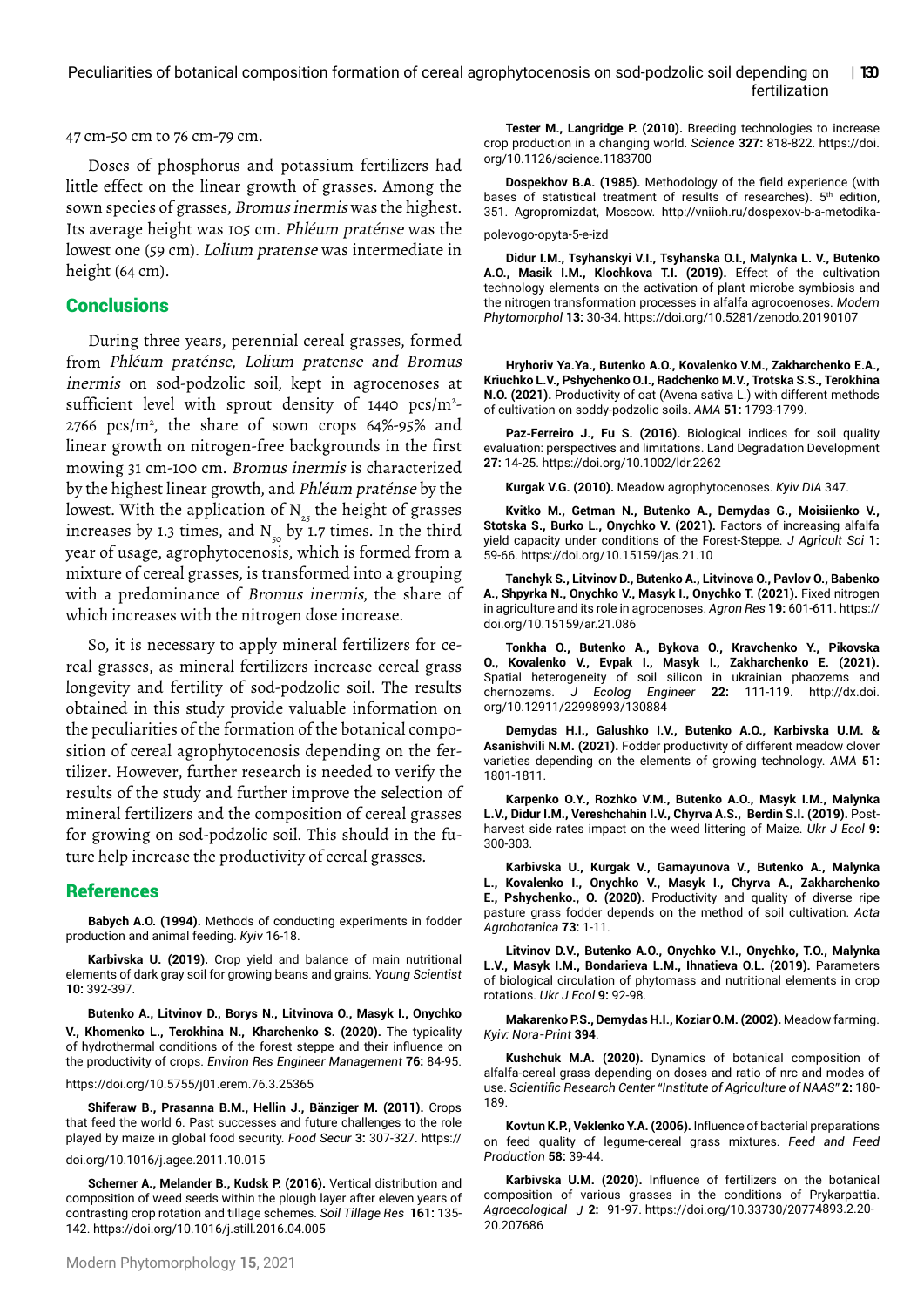47 cm-50 cm to 76 cm-79 cm.

Doses of phosphorus and potassium fertilizers had little effect on the linear growth of grasses. Among the sown species of grasses, *Bromus inermis* was the highest. Its average height was 105 cm. *Phléum praténse* was the lowest one (59 cm). *Lolium pratense* was intermediate in height (64 cm).

## Conclusions

During three years, perennial cereal grasses, formed from *Phléum praténse, Lolium pratense and Bromus inermis* on sod-podzolic soil, kept in agrocenoses at sufficient level with sprout density of 1440 pcs/m$^2$-2766 pcs/m$^2$, the share of sown crops 64%-95% and linear growth on nitrogen-free backgrounds in the first mowing 31 cm-100 cm. *Bromus inermis* is characterized by the highest linear growth, and *Phléum praténse* by the lowest. With the application of $N_{25}$ the height of grasses increases by 1.3 times, and $N_{50}$ by 1.7 times. In the third year of usage, agrophytocenosis, which is formed from a mixture of cereal grasses, is transformed into a grouping with a predominance of *Bromus inermis*, the share of which increases with the nitrogen dose increase.

So, it is necessary to apply mineral fertilizers for cereal grasses, as mineral fertilizers increase cereal grass longevity and fertility of sod-podzolic soil. The results obtained in this study provide valuable information on the peculiarities of the formation of the botanical composition of cereal agrophytocenosis depending on the fertilizer. However, further research is needed to verify the results of the study and further improve the selection of mineral fertilizers and the composition of cereal grasses for growing on sod-podzolic soil. This should in the future help increase the productivity of cereal grasses.

## References

**Babych A.O. (1994).** Methods of conducting experiments in fodder production and animal feeding. *Kyiv* 16-18.

**Karbivska U. (2019).** Crop yield and balance of main nutritional elements of dark gray soil for growing beans and grains. *Young Scientist* **10:** 392-397.

**Butenko A., Litvinov D., Borys N., Litvinova O., Masyk I., Onychko V., Khomenko L., Terokhina N., Kharchenko S. (2020).** The typicality of hydrothermal conditions of the forest steppe and their influence on the productivity of crops. *Environ Res Engineer Management* **76:** 84-95. https://doi.org/10.5755/j01.erem.76.3.25365

**Shiferaw B., Prasanna B.M., Hellin J., Bänziger M. (2011).** Crops that feed the world 6. Past successes and future challenges to the role played by maize in global food security. *Food Secur* **3:** 307-327. https://doi.org/10.1016/j.agee.2011.10.015

**Scherner A., Melander B., Kudsk P. (2016).** Vertical distribution and composition of weed seeds within the plough layer after eleven years of contrasting crop rotation and tillage schemes. *Soil Tillage Res* **161:** 135-142. https://doi.org/10.1016/j.still.2016.04.005

**Tester M., Langridge P. (2010).** Breeding technologies to increase crop production in a changing world. *Science* **327:** 818-822. https://doi.org/10.1126/science.1183700

**Dospekhov B.A. (1985).** Methodology of the field experience (with bases of statistical treatment of results of researches). 5th edition, 351. Agropromizdat, Moscow. http://vniioh.ru/dospexov-b-a-metodika-polevogo-opyta-5-e-izd

**Didur I.M., Tsyhanskyi V.I., Tsyhanska O.I., Malynka L. V., Butenko A.O., Masik I.M., Klochkova T.I. (2019).** Effect of the cultivation technology elements on the activation of plant microbe symbiosis and the nitrogen transformation processes in alfalfa agrocoenoses. *Modern Phytomorphol* **13:** 30-34. https://doi.org/10.5281/zenodo.20190107

**Hryhoriv Ya.Ya., Butenko A.O., Kovalenko V.M., Zakharchenko E.A., Kriuchko L.V., Pshychenko O.I., Radchenko M.V., Trotska S.S., Terokhina N.O. (2021).** Productivity of oat (Avena sativa L.) with different methods of cultivation on soddy-podzolic soils. *AMA* **51:** 1793-1799.

**Paz-Ferreiro J., Fu S. (2016).** Biological indices for soil quality evaluation: perspectives and limitations. Land Degradation Development **27:** 14-25. https://doi.org/10.1002/ldr.2262

**Kurgak V.G. (2010).** Meadow agrophytocenoses. *Kyiv DIA* 347.

**Kvitko M., Getman N., Butenko A., Demydas G., Moisiienko V., Stotska S., Burko L., Onychko V. (2021).** Factors of increasing alfalfa yield capacity under conditions of the Forest-Steppe. *J Agricult Sci* **1:** 59-66. https://doi.org/10.15159/jas.21.10

**Tanchyk S., Litvinov D., Butenko A., Litvinova O., Pavlov O., Babenko A., Shpyrka N., Onychko V., Masyk I., Onychko T. (2021).** Fixed nitrogen in agriculture and its role in agrocenoses. *Agron Res* **19:** 601-611. https://doi.org/10.15159/ar.21.086

**Tonkha O., Butenko A., Bykova O., Kravchenko Y., Pikovska O., Kovalenko V., Evpak I., Masyk I., Zakharchenko E. (2021).** Spatial heterogeneity of soil silicon in ukrainian phaozems and chernozems. *J Ecolog Engineer* **22:** 111-119. http://dx.doi.org/10.12911/22998993/130884

**Demydas H.I., Galushko I.V., Butenko A.O., Karbivska U.M. & Asanishvili N.M. (2021).** Fodder productivity of different meadow clover varieties depending on the elements of growing technology. *AMA* **51:** 1801-1811.

**Karpenko O.Y., Rozhko V.M., Butenko A.O., Masyk I.M., Malynka L.V., Didur I.M., Vereshchahin I.V., Chyrva A.S., Berdin S.I. (2019).** Post-harvest side rates impact on the weed littering of Maize. *Ukr J Ecol* **9:** 300-303.

**Karbivska U., Kurgak V., Gamayunova V., Butenko A., Malynka L., Kovalenko I., Onychko V., Masyk I., Chyrva A., Zakharchenko E., Pshychenko., O. (2020).** Productivity and quality of diverse ripe pasture grass fodder depends on the method of soil cultivation. *Acta Agrobotanica* **73:** 1-11.

**Litvinov D.V., Butenko A.O., Onychko V.I., Onychko, T.O., Malynka L.V., Masyk I.M., Bondarieva L.M., Ihnatieva O.L. (2019).** Parameters of biological circulation of phytomass and nutritional elements in crop rotations. *Ukr J Ecol* **9:** 92-98.

**Makarenko P.S., Demydas H.I., Koziar O.M. (2002).** Meadow farming. *Kyiv: Nora-Print* **394**.

**Kushchuk M.A. (2020).** Dynamics of botanical composition of alfalfa-cereal grass depending on doses and ratio of nrc and modes of use. *Scientific Research Center "Institute of Agriculture of NAAS"* **2:** 180-189.

**Kovtun K.P., Veklenko Y.A. (2006).** Influence of bacterial preparations on feed quality of legume-cereal grass mixtures. *Feed and Feed Production* **58:** 39-44.

**Karbivska U.M. (2020).** Influence of fertilizers on the botanical composition of various grasses in the conditions of Prykarpattia. *Agroecological J* **2:** 91-97. https://doi.org/10.33730/20774893.2.20-20.207686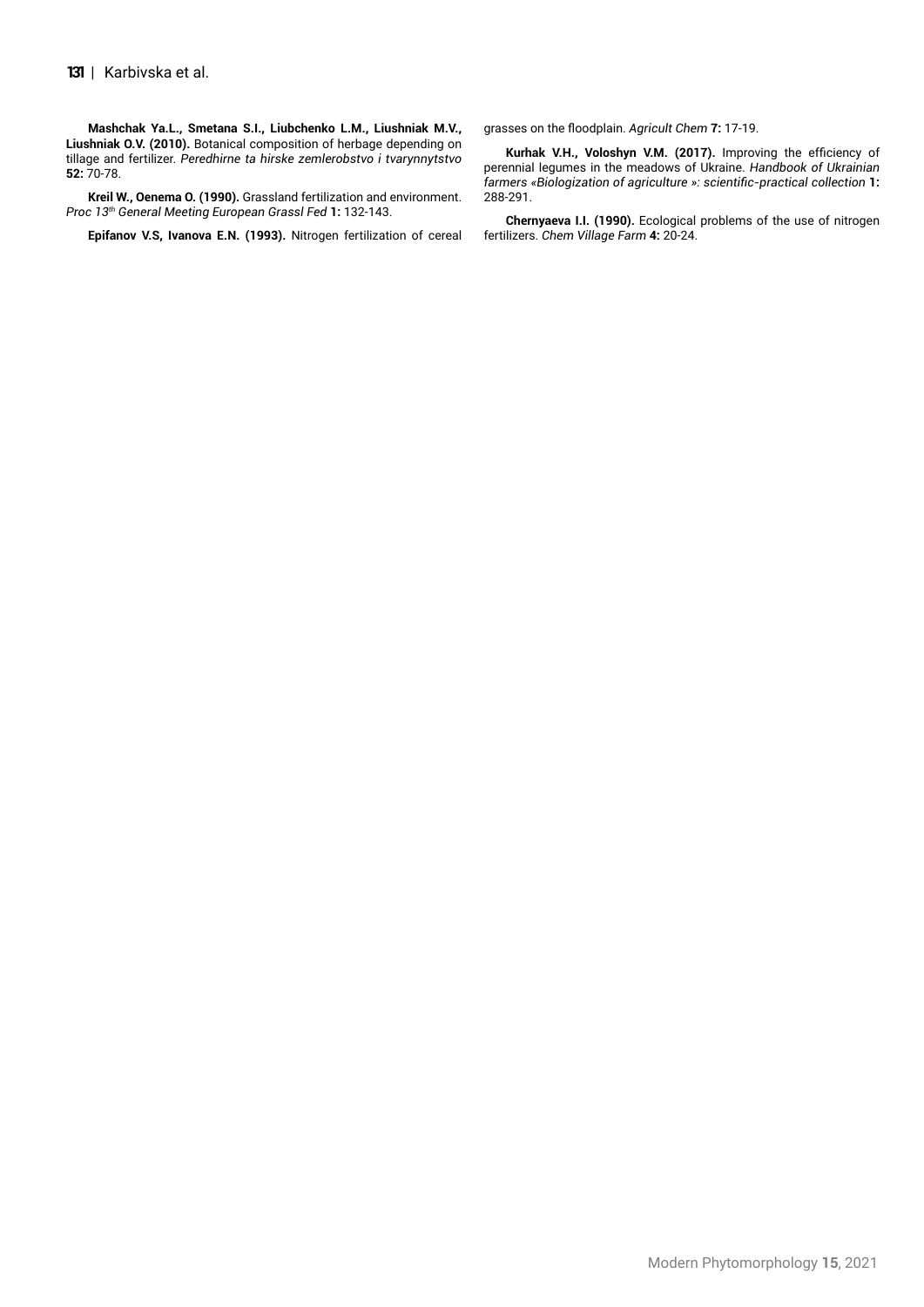**Mashchak Ya.L., Smetana S.I., Liubchenko L.M., Liushniak M.V., Liushniak O.V. (2010).** Botanical composition of herbage depending on tillage and fertilizer. *Peredhirne ta hirske zemlerobstvo i tvarynnytstvo* **52:** 70-78.

**Kreil W., Oenema O. (1990).** Grassland fertilization and environment. *Proc 13th General Meeting European Grassl Fed* **1:** 132-143.

**Epifanov V.S, Ivanova E.N. (1993).** Nitrogen fertilization of cereal grasses on the floodplain. *Agricult Chem* **7:** 17-19.

**Kurhak V.H., Voloshyn V.M. (2017).** Improving the efficiency of perennial legumes in the meadows of Ukraine. *Handbook of Ukrainian farmers «Biologization of agriculture »: scientific-practical collection* **1:** 288-291.

**Chernyaeva I.I. (1990).** Ecological problems of the use of nitrogen fertilizers. *Chem Village Farm* **4:** 20-24.